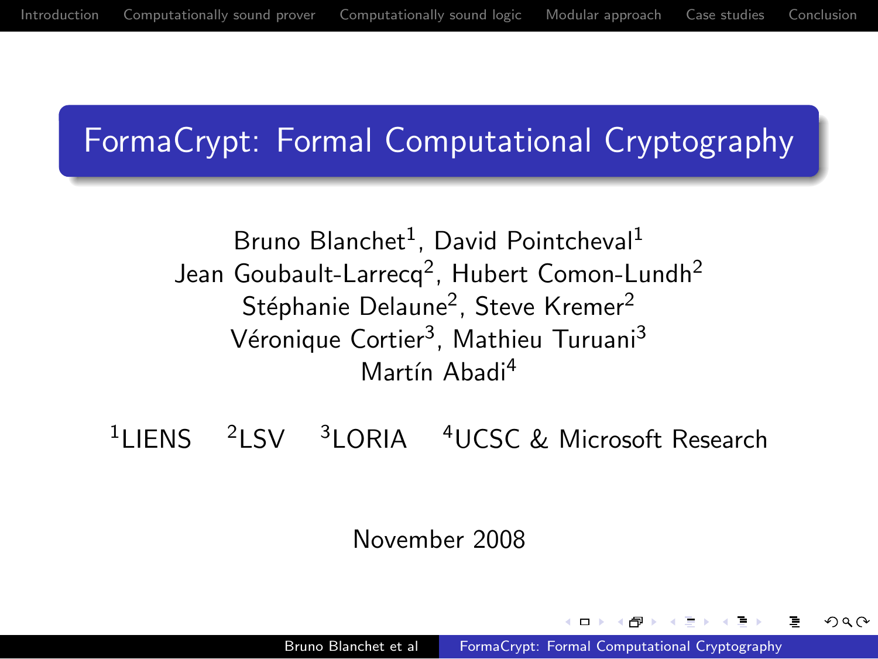# FormaCrypt: Formal Computational Cryptography

Bruno Blanchet[1], David Pointcheval[1]
Jean Goubault-Larrecq[2], Hubert Comon-Lundh[2]
Stéphanie Delaune[2], Steve Kremer[2]
Véronique Cortier[3], Mathieu Turuani[3]
Martín Abadi[4]

[1]LIENS [2]LSV [3]LORIA [4]UCSC & Microsoft Research

November 2008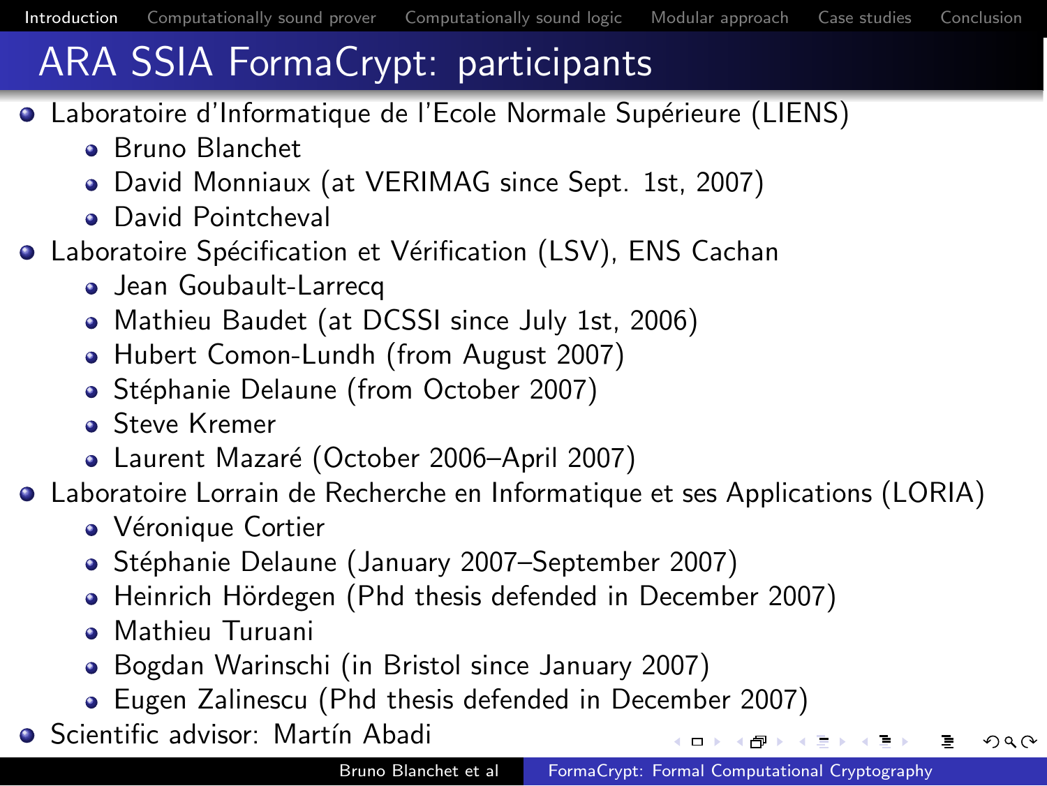# ARA SSIA FormaCrypt: participants

- Laboratoire d'Informatique de l'Ecole Normale Supérieure (LIENS)
  - Bruno Blanchet
  - David Monniaux (at VERIMAG since Sept. 1st, 2007)
  - David Pointcheval
- Laboratoire Spécification et Vérification (LSV), ENS Cachan
  - Jean Goubault-Larrecq
  - Mathieu Baudet (at DCSSI since July 1st, 2006)
  - Hubert Comon-Lundh (from August 2007)
  - Stéphanie Delaune (from October 2007)
  - Steve Kremer
  - Laurent Mazaré (October 2006–April 2007)
- Laboratoire Lorrain de Recherche en Informatique et ses Applications (LORIA)
  - Véronique Cortier
  - Stéphanie Delaune (January 2007–September 2007)
  - Heinrich Hördegen (Phd thesis defended in December 2007)
  - Mathieu Turuani
  - Bogdan Warinschi (in Bristol since January 2007)
  - Eugen Zalinescu (Phd thesis defended in December 2007)
- Scientific advisor: Martín Abadi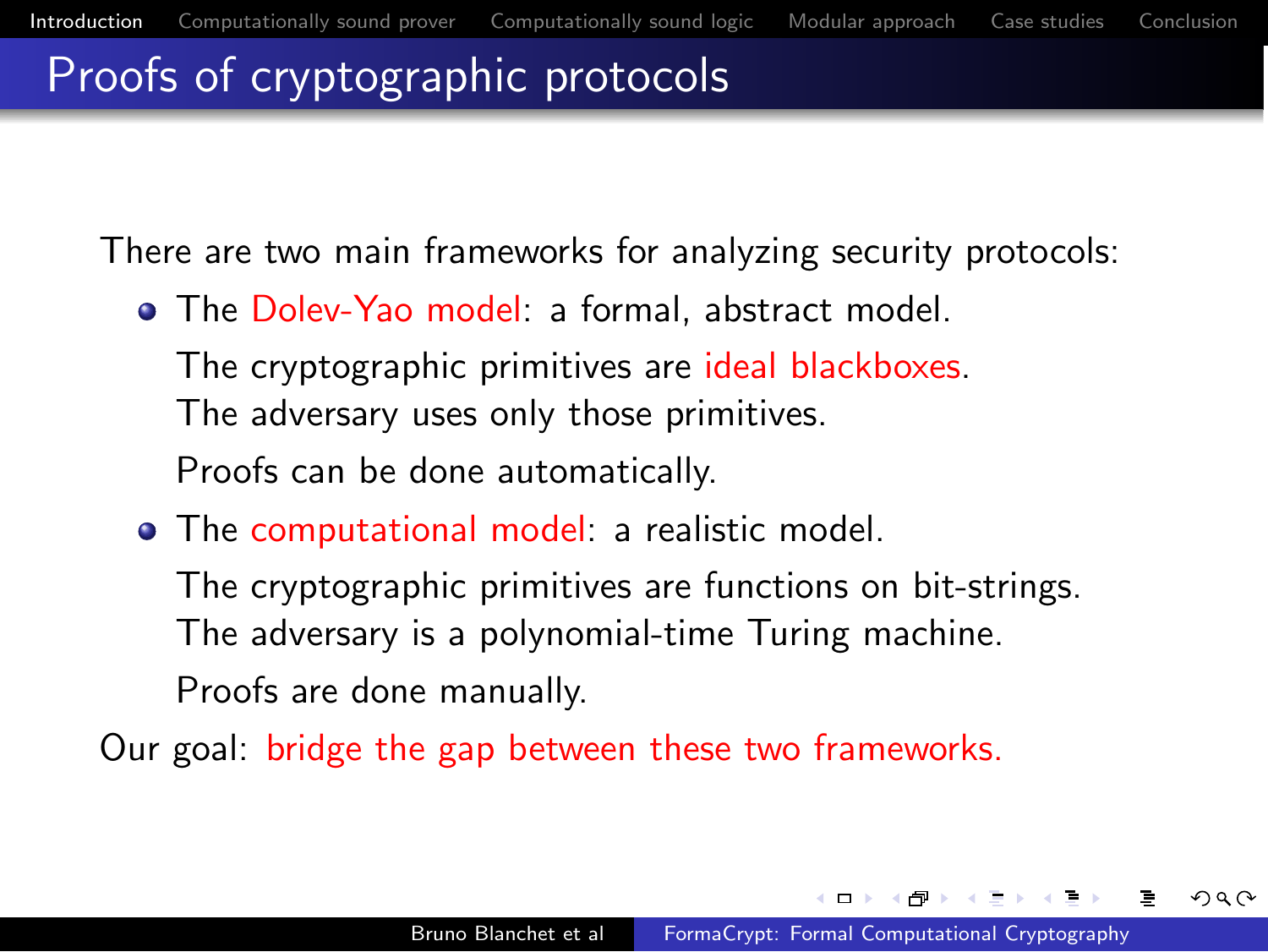# Proofs of cryptographic protocols

There are two main frameworks for analyzing security protocols:

- The Dolev-Yao model: a formal, abstract model.

  The cryptographic primitives are ideal blackboxes.
  The adversary uses only those primitives.

  Proofs can be done automatically.

- The computational model: a realistic model.

  The cryptographic primitives are functions on bit-strings.
  The adversary is a polynomial-time Turing machine.

  Proofs are done manually.

Our goal: bridge the gap between these two frameworks.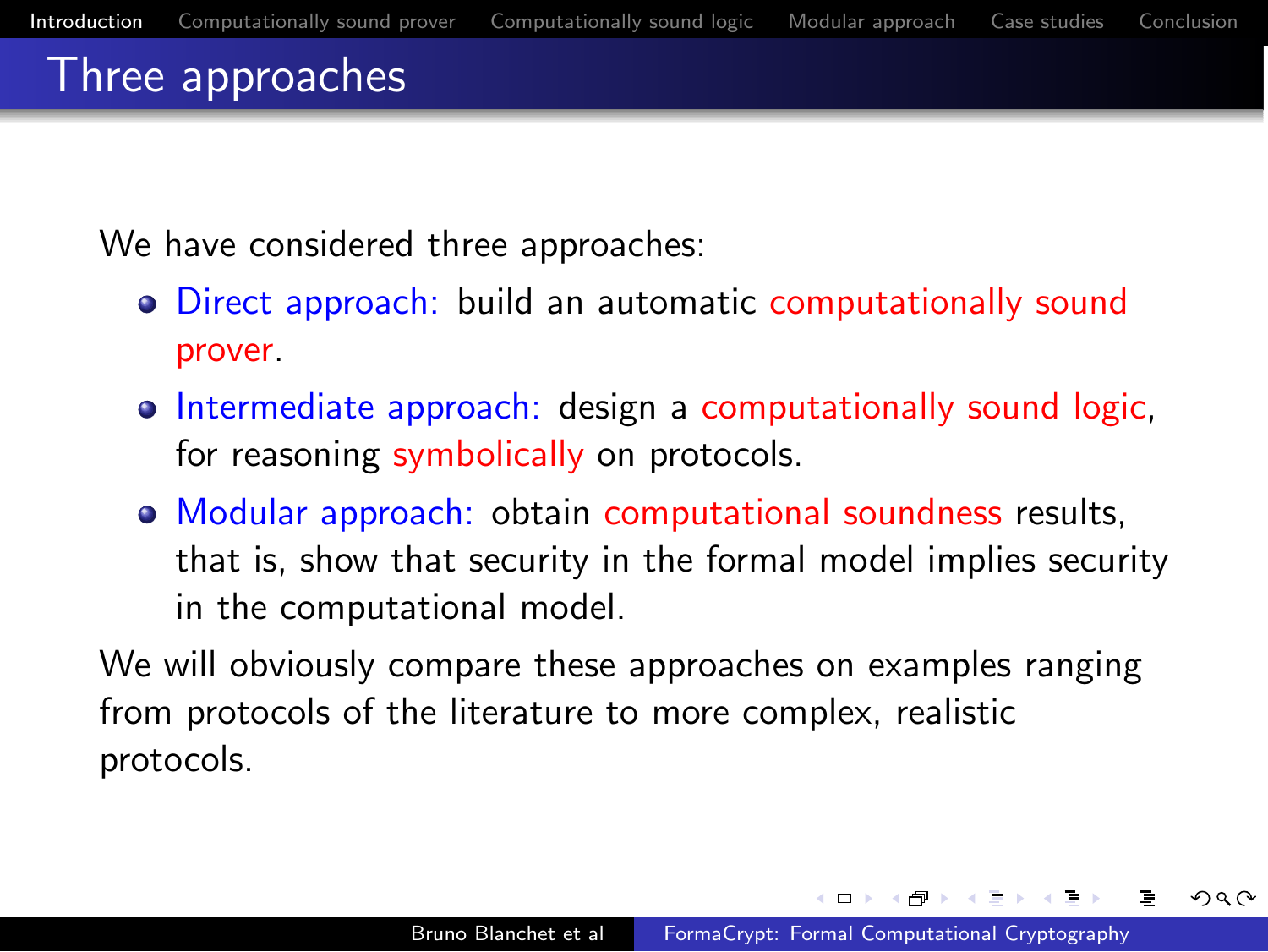## Three approaches

We have considered three approaches:

- Direct approach: build an automatic computationally sound prover.
- Intermediate approach: design a computationally sound logic, for reasoning symbolically on protocols.
- Modular approach: obtain computational soundness results, that is, show that security in the formal model implies security in the computational model.

We will obviously compare these approaches on examples ranging from protocols of the literature to more complex, realistic protocols.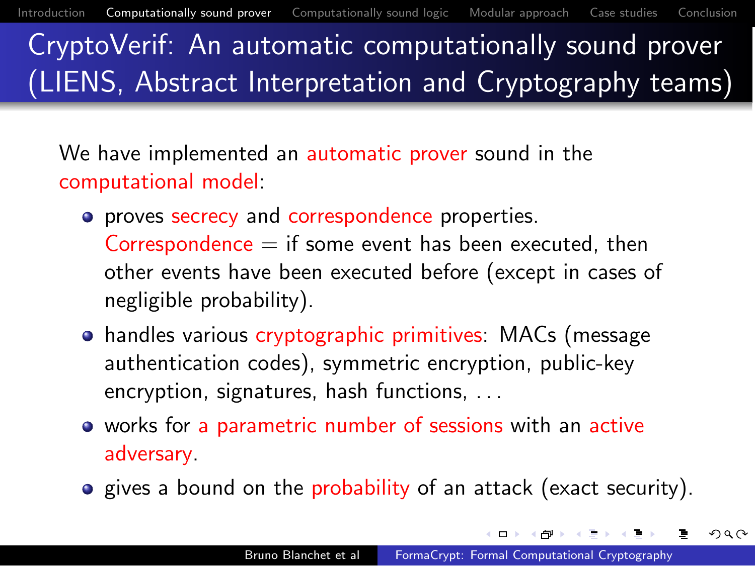# CryptoVerif: An automatic computationally sound prover (LIENS, Abstract Interpretation and Cryptography teams)

We have implemented an automatic prover sound in the computational model:

- proves secrecy and correspondence properties. Correspondence = if some event has been executed, then other events have been executed before (except in cases of negligible probability).
- handles various cryptographic primitives: MACs (message authentication codes), symmetric encryption, public-key encryption, signatures, hash functions, ...
- works for a parametric number of sessions with an active adversary.
- gives a bound on the probability of an attack (exact security).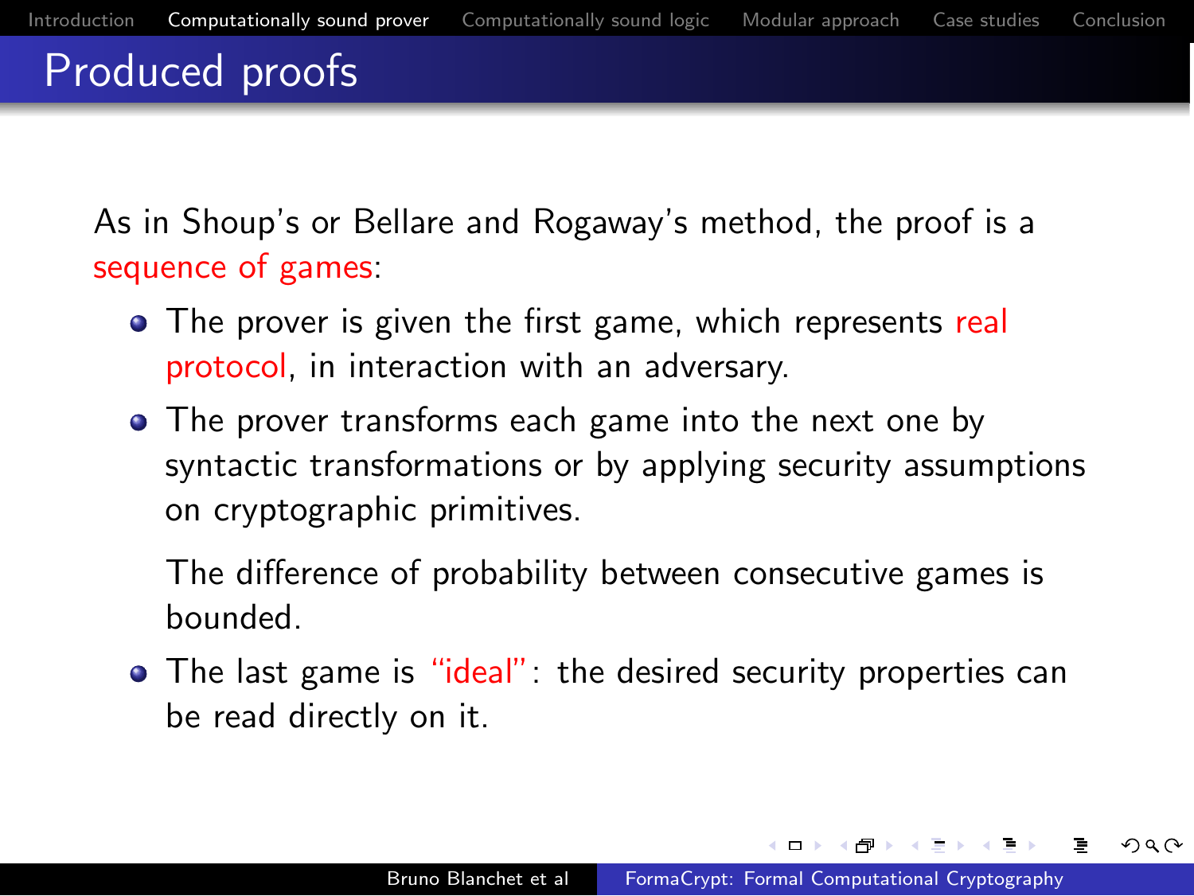# Produced proofs

As in Shoup's or Bellare and Rogaway's method, the proof is a sequence of games:

- The prover is given the first game, which represents real protocol, in interaction with an adversary.
- The prover transforms each game into the next one by syntactic transformations or by applying security assumptions on cryptographic primitives.

  The difference of probability between consecutive games is bounded.
- The last game is "ideal": the desired security properties can be read directly on it.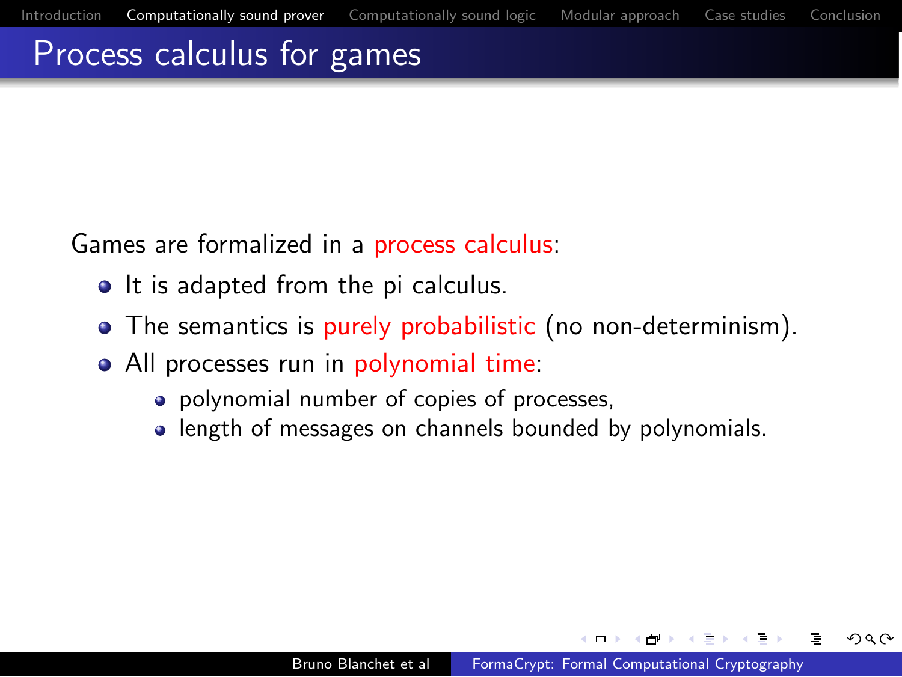# Process calculus for games

Games are formalized in a process calculus:

- It is adapted from the pi calculus.
- The semantics is purely probabilistic (no non-determinism).
- All processes run in polynomial time:
  - polynomial number of copies of processes,
  - length of messages on channels bounded by polynomials.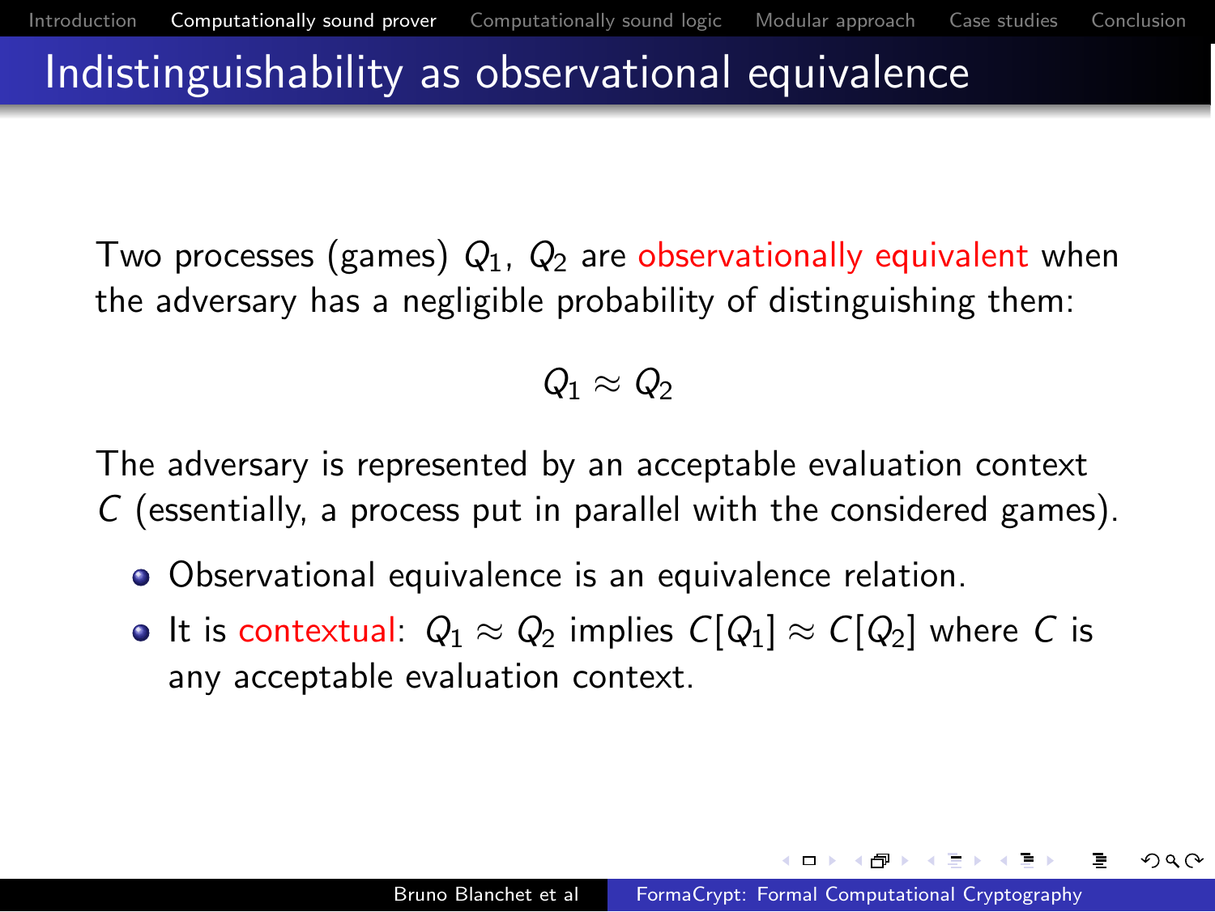# Indistinguishability as observational equivalence

Two processes (games) $Q_1$, $Q_2$ are observationally equivalent when the adversary has a negligible probability of distinguishing them:

$$Q_1 \approx Q_2$$

The adversary is represented by an acceptable evaluation context $C$ (essentially, a process put in parallel with the considered games).

- Observational equivalence is an equivalence relation.
- It is contextual: $Q_1 \approx Q_2$ implies $C[Q_1] \approx C[Q_2]$ where $C$ is any acceptable evaluation context.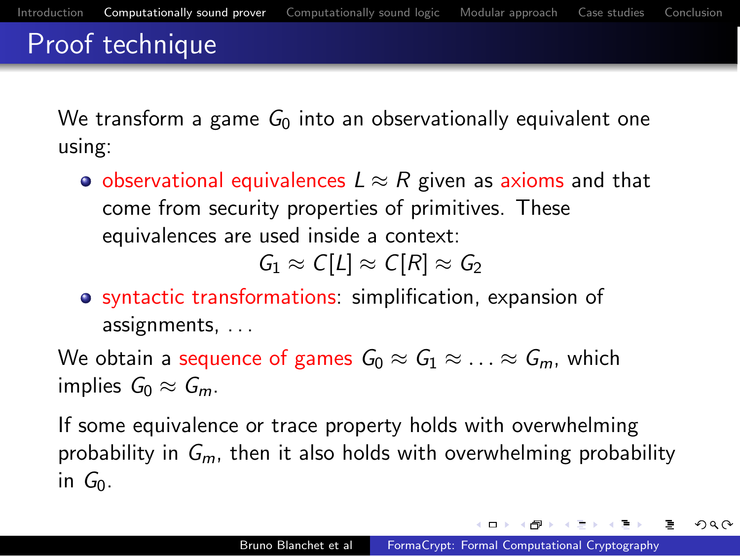# Proof technique

We transform a game $G_0$ into an observationally equivalent one using:

- observational equivalences $L \approx R$ given as axioms and that come from security properties of primitives. These equivalences are used inside a context:

$$G_1 \approx C[L] \approx C[R] \approx G_2$$

- syntactic transformations: simplification, expansion of assignments, ...

We obtain a sequence of games $G_0 \approx G_1 \approx \ldots \approx G_m$, which implies $G_0 \approx G_m$.

If some equivalence or trace property holds with overwhelming probability in $G_m$, then it also holds with overwhelming probability in $G_0$.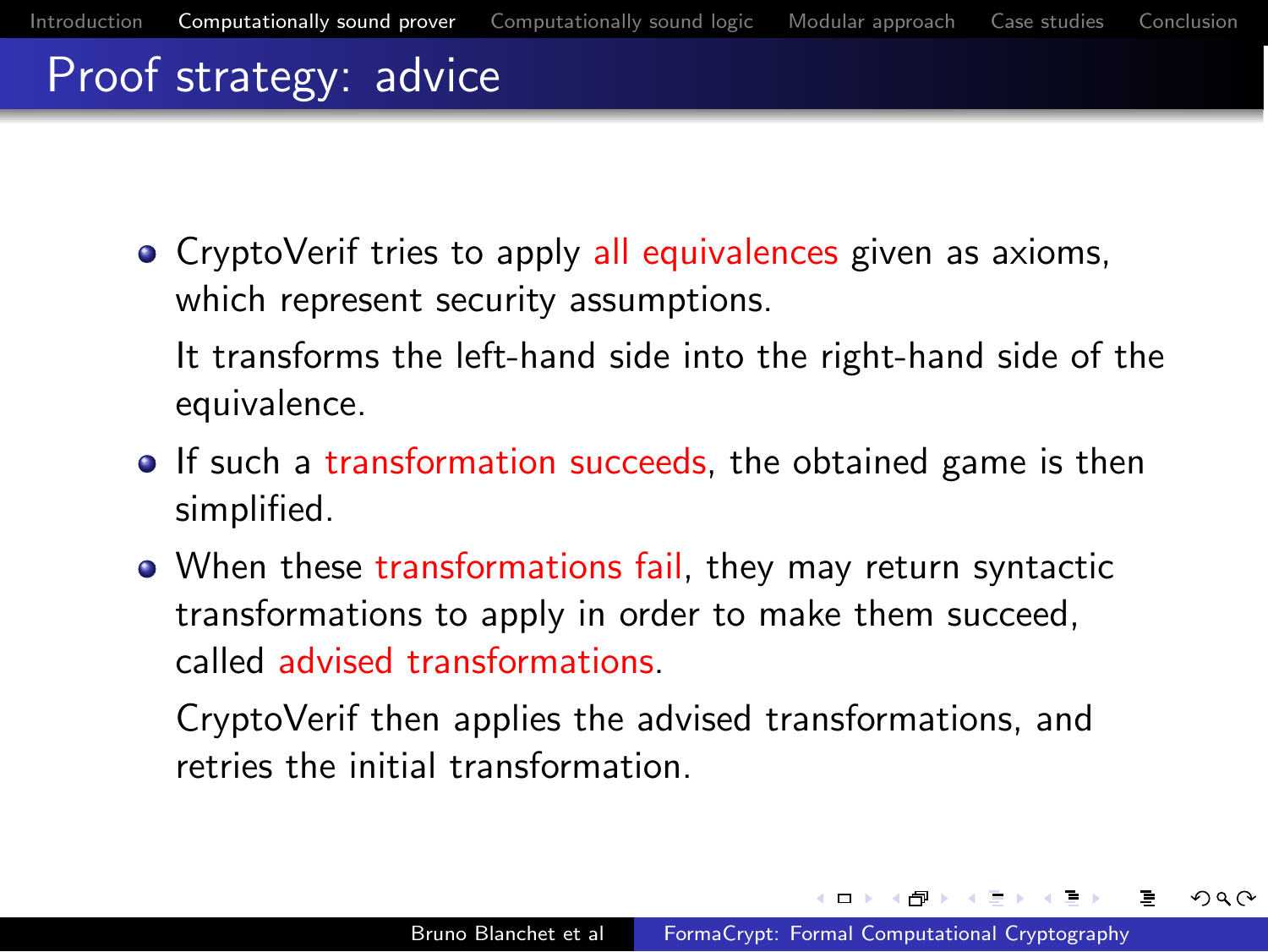# Proof strategy: advice

- CryptoVerif tries to apply all equivalences given as axioms, which represent security assumptions.

  It transforms the left-hand side into the right-hand side of the equivalence.

- If such a transformation succeeds, the obtained game is then simplified.
- When these transformations fail, they may return syntactic transformations to apply in order to make them succeed, called advised transformations.

  CryptoVerif then applies the advised transformations, and retries the initial transformation.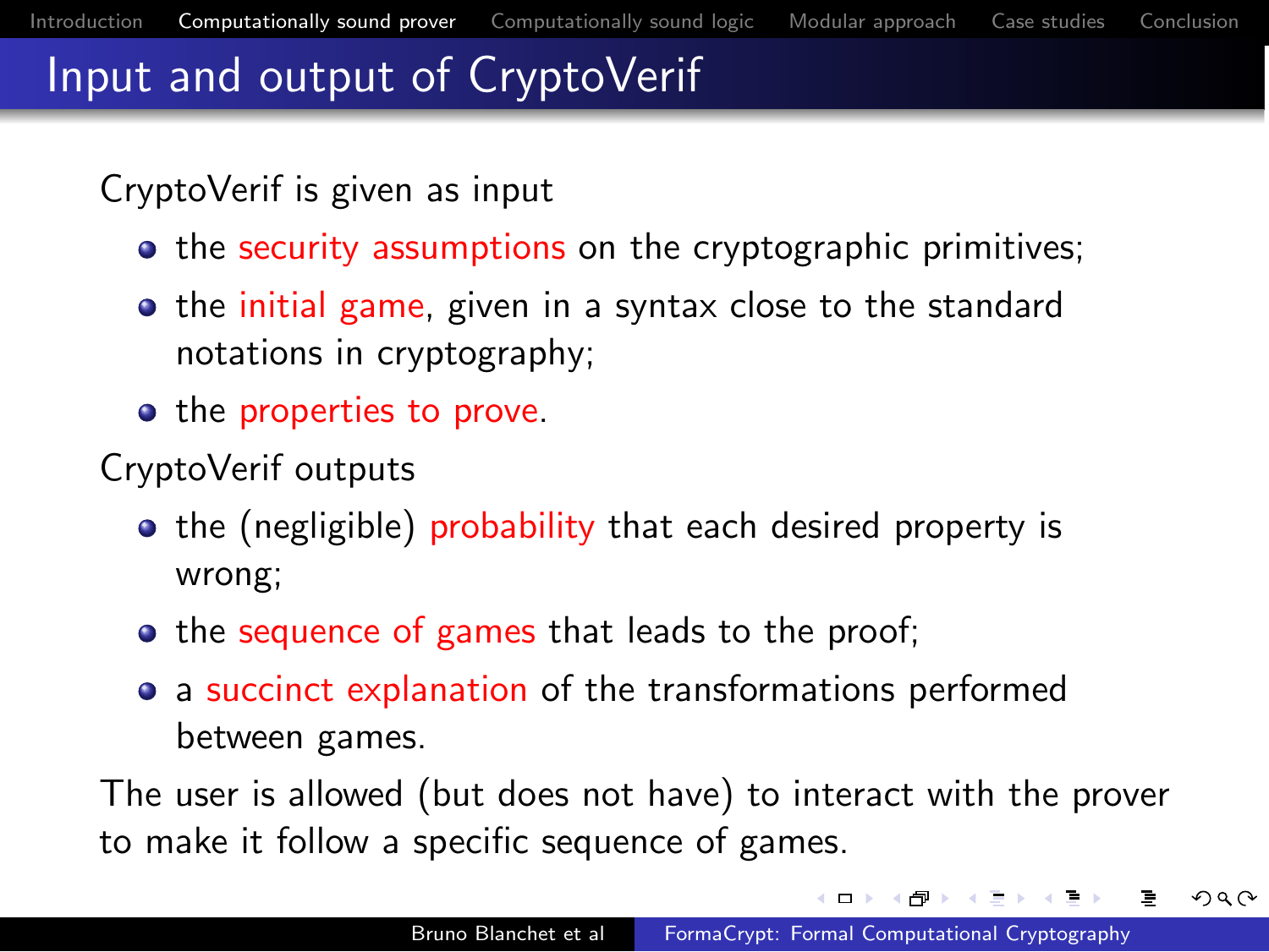# Input and output of CryptoVerif

CryptoVerif is given as input

- the security assumptions on the cryptographic primitives;
- the initial game, given in a syntax close to the standard notations in cryptography;
- the properties to prove.

CryptoVerif outputs

- the (negligible) probability that each desired property is wrong;
- the sequence of games that leads to the proof;
- a succinct explanation of the transformations performed between games.

The user is allowed (but does not have) to interact with the prover to make it follow a specific sequence of games.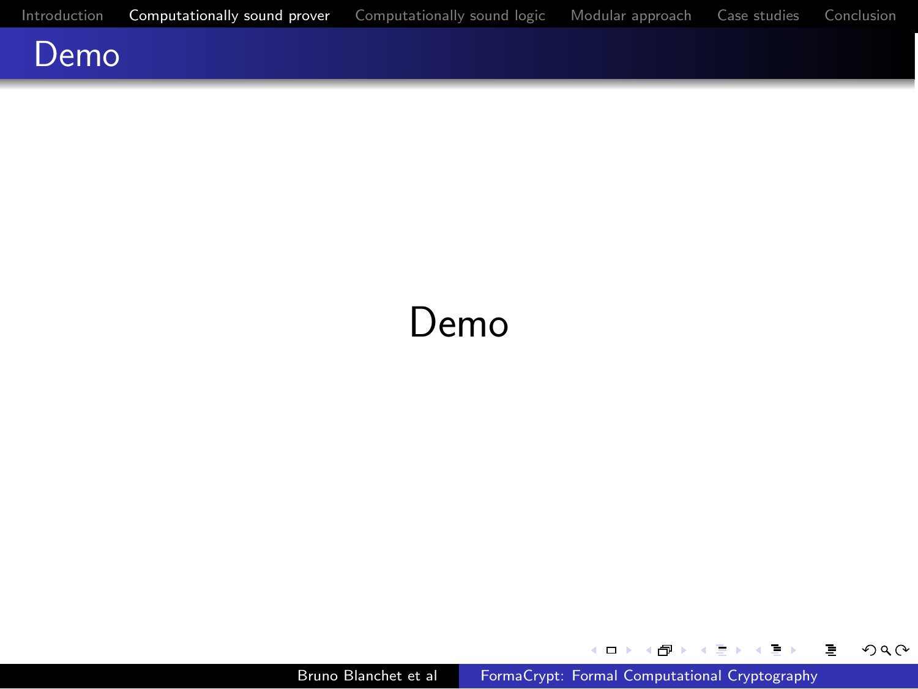# Demo

Demo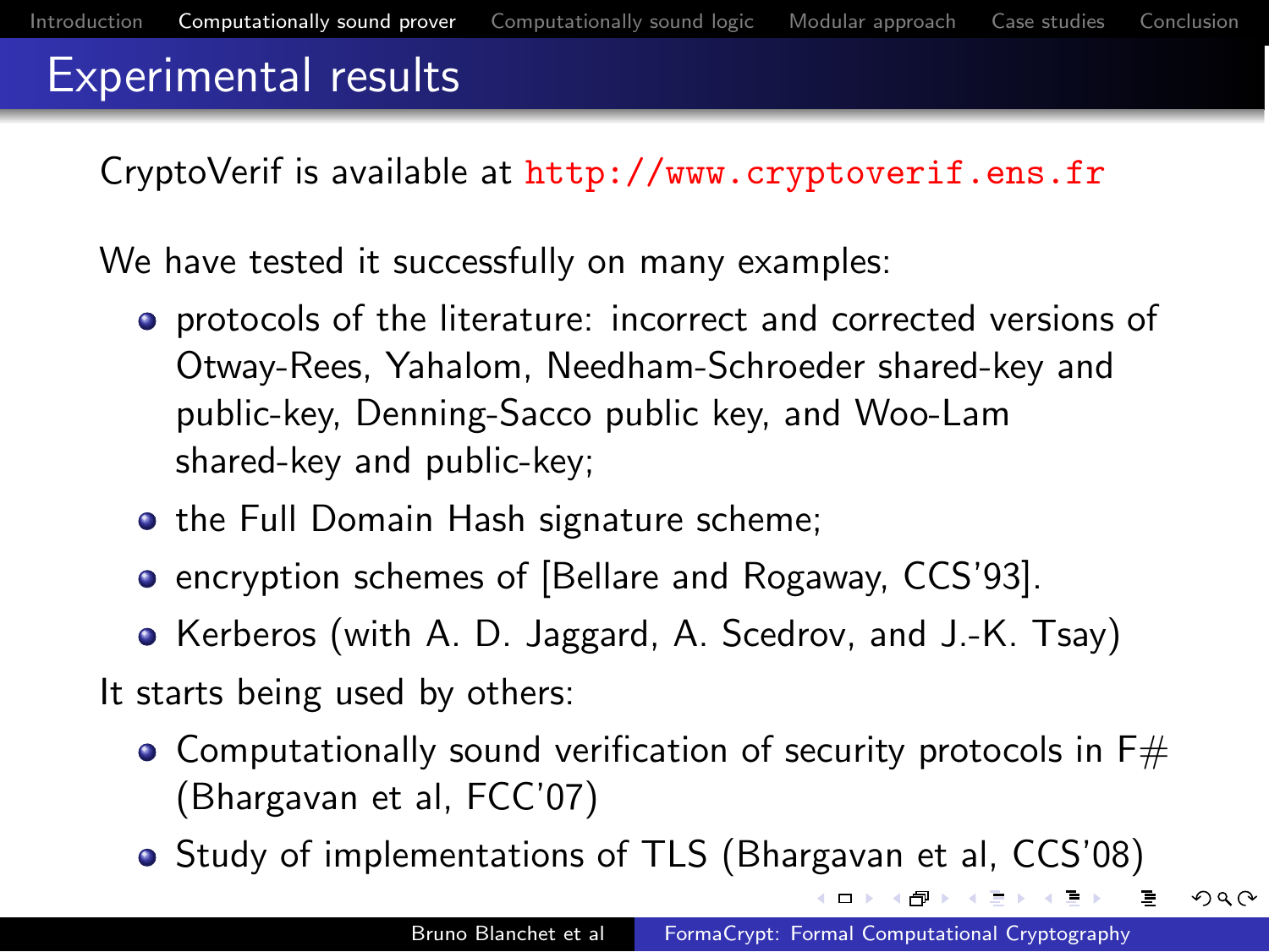# Experimental results

CryptoVerif is available at http://www.cryptoverif.ens.fr

We have tested it successfully on many examples:

- protocols of the literature: incorrect and corrected versions of Otway-Rees, Yahalom, Needham-Schroeder shared-key and public-key, Denning-Sacco public key, and Woo-Lam shared-key and public-key;
- the Full Domain Hash signature scheme;
- encryption schemes of [Bellare and Rogaway, CCS'93].
- Kerberos (with A. D. Jaggard, A. Scedrov, and J.-K. Tsay)

It starts being used by others:

- Computationally sound verification of security protocols in F# (Bhargavan et al, FCC'07)
- Study of implementations of TLS (Bhargavan et al, CCS'08)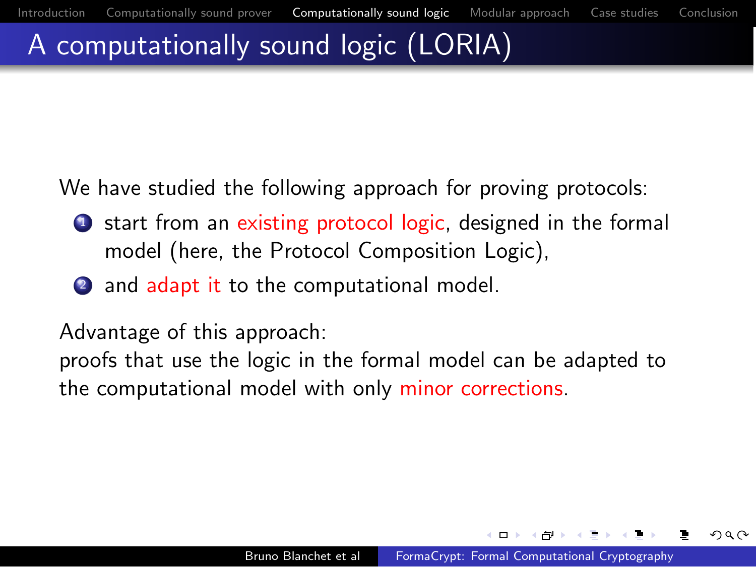# A computationally sound logic (LORIA)

We have studied the following approach for proving protocols:

1. start from an existing protocol logic, designed in the formal model (here, the Protocol Composition Logic),
2. and adapt it to the computational model.

Advantage of this approach:
proofs that use the logic in the formal model can be adapted to the computational model with only minor corrections.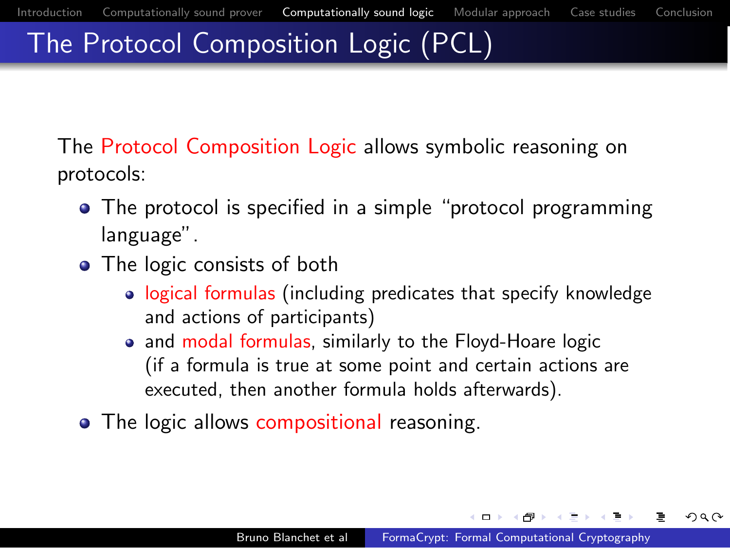# The Protocol Composition Logic (PCL)

The Protocol Composition Logic allows symbolic reasoning on protocols:

- The protocol is specified in a simple "protocol programming language".
- The logic consists of both
  - logical formulas (including predicates that specify knowledge and actions of participants)
  - and modal formulas, similarly to the Floyd-Hoare logic (if a formula is true at some point and certain actions are executed, then another formula holds afterwards).
- The logic allows compositional reasoning.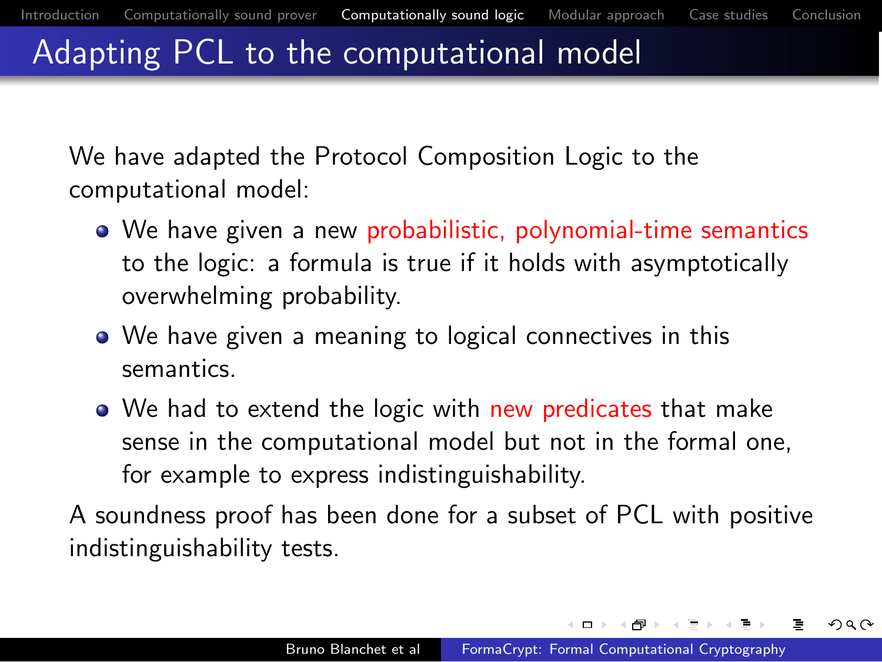# Adapting PCL to the computational model

We have adapted the Protocol Composition Logic to the computational model:

- We have given a new probabilistic, polynomial-time semantics to the logic: a formula is true if it holds with asymptotically overwhelming probability.
- We have given a meaning to logical connectives in this semantics.
- We had to extend the logic with new predicates that make sense in the computational model but not in the formal one, for example to express indistinguishability.

A soundness proof has been done for a subset of PCL with positive indistinguishability tests.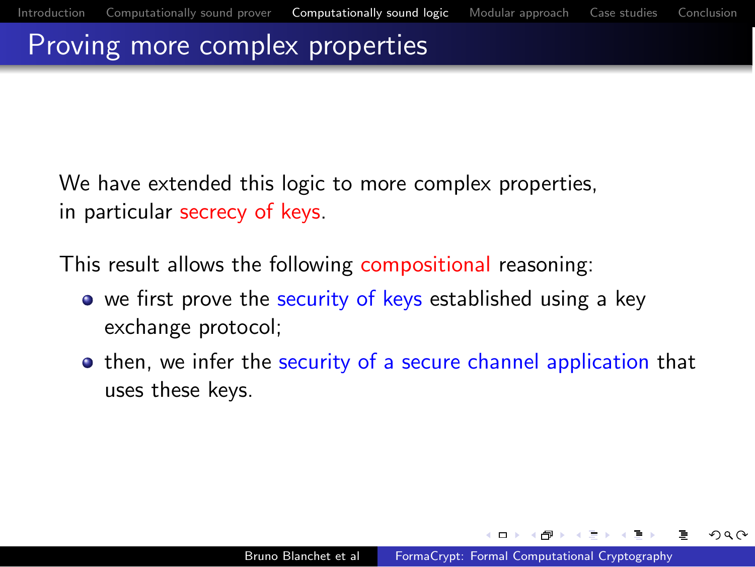# Proving more complex properties

We have extended this logic to more complex properties, in particular secrecy of keys.

This result allows the following compositional reasoning:

- we first prove the security of keys established using a key exchange protocol;
- then, we infer the security of a secure channel application that uses these keys.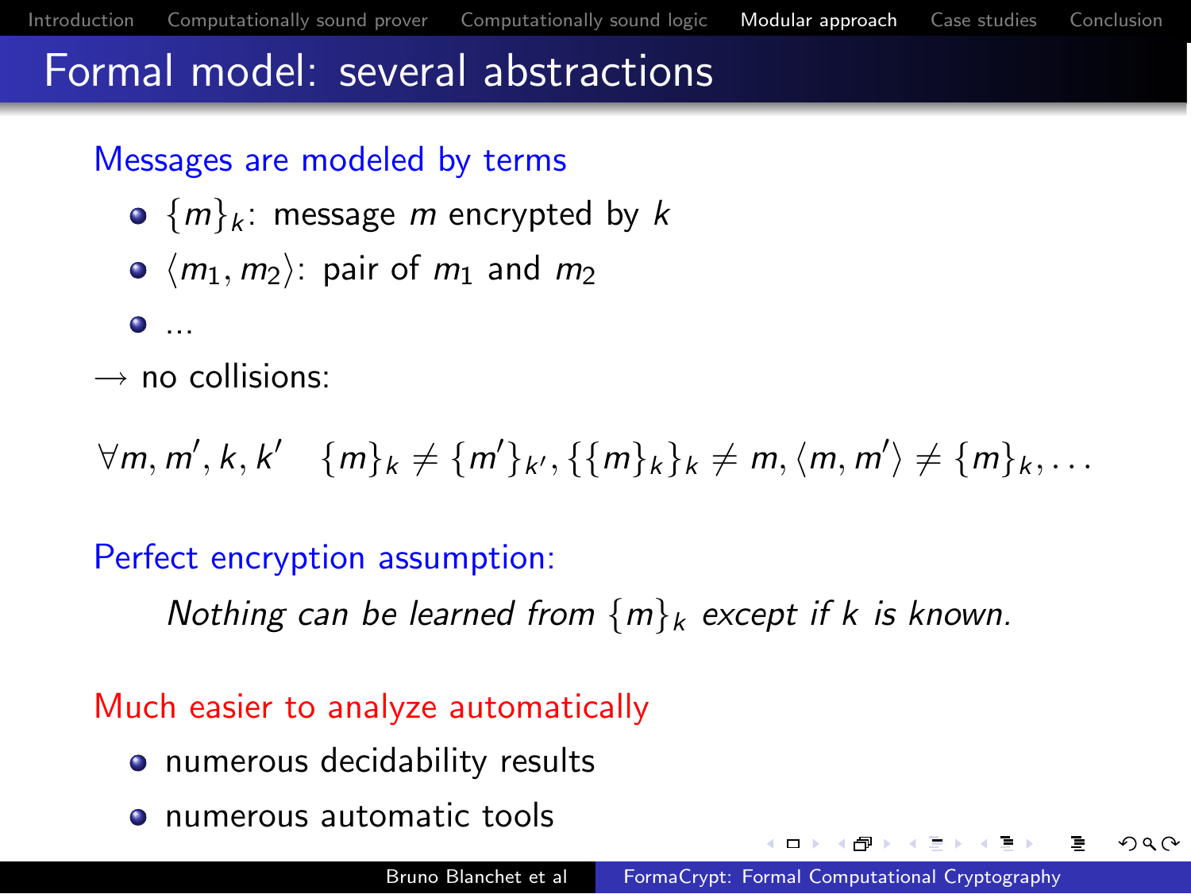# Formal model: several abstractions

**Messages are modeled by terms**

- $\{m\}_k$: message $m$ encrypted by $k$
- $\langle m_1, m_2\rangle$: pair of $m_1$ and $m_2$
- ...

$\rightarrow$ no collisions:

$$\forall m, m', k, k' \quad \{m\}_k \neq \{m'\}_{k'}, \{\{m\}_k\}_k \neq m, \langle m, m'\rangle \neq \{m\}_k, \ldots$$

**Perfect encryption assumption:**

*Nothing can be learned from $\{m\}_k$ except if $k$ is known.*

**Much easier to analyze automatically**

- numerous decidability results
- numerous automatic tools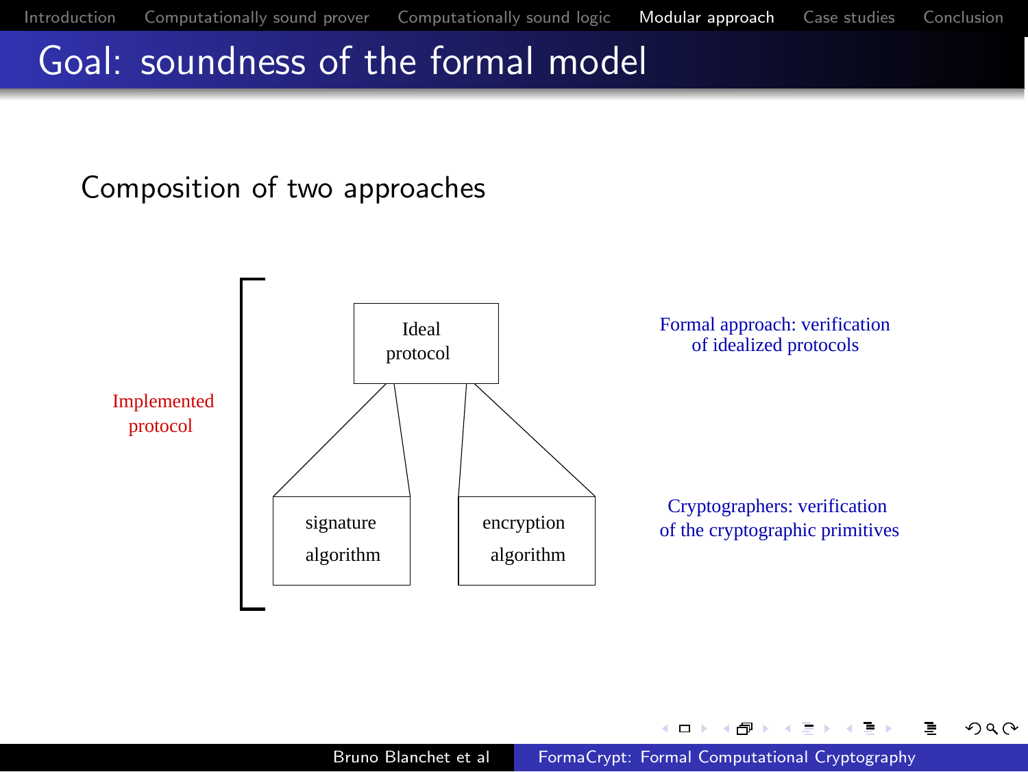# Goal: soundness of the formal model

Composition of two approaches

Implemented protocol

Ideal protocol

signature algorithm

encryption algorithm

Formal approach: verification of idealized protocols

Cryptographers: verification of the cryptographic primitives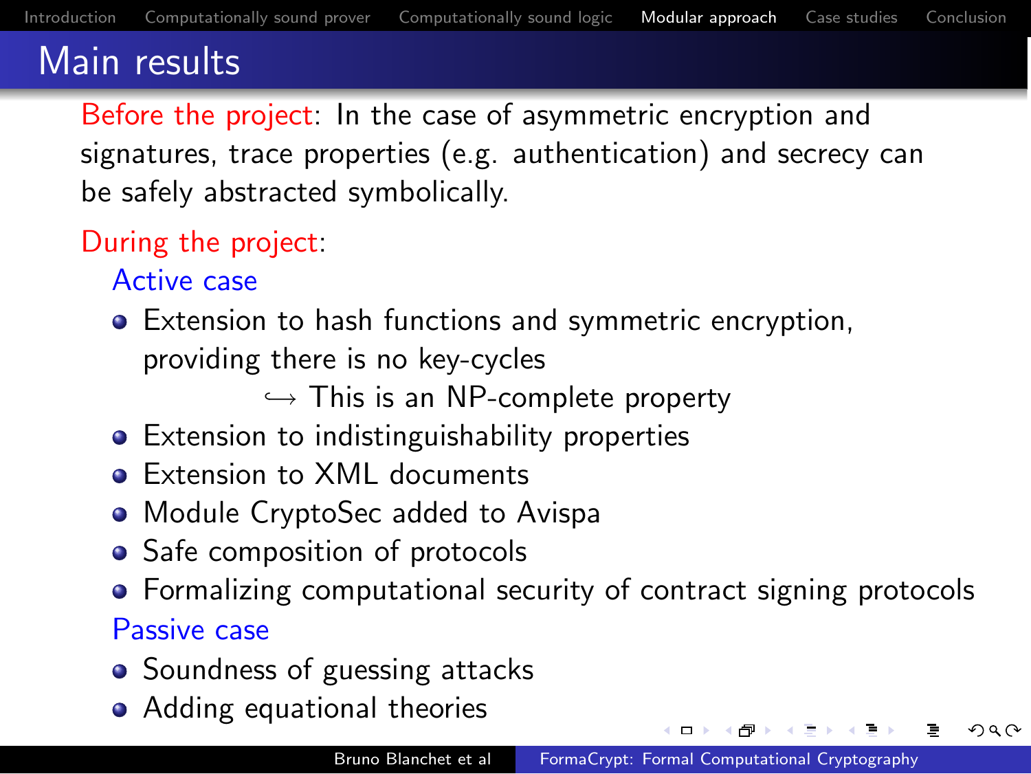# Main results

Before the project: In the case of asymmetric encryption and signatures, trace properties (e.g. authentication) and secrecy can be safely abstracted symbolically.

During the project:

### Active case

- Extension to hash functions and symmetric encryption, providing there is no key-cycles
  
  $\hookrightarrow$ This is an NP-complete property
- Extension to indistinguishability properties
- Extension to XML documents
- Module CryptoSec added to Avispa
- Safe composition of protocols
- Formalizing computational security of contract signing protocols

### Passive case

- Soundness of guessing attacks
- Adding equational theories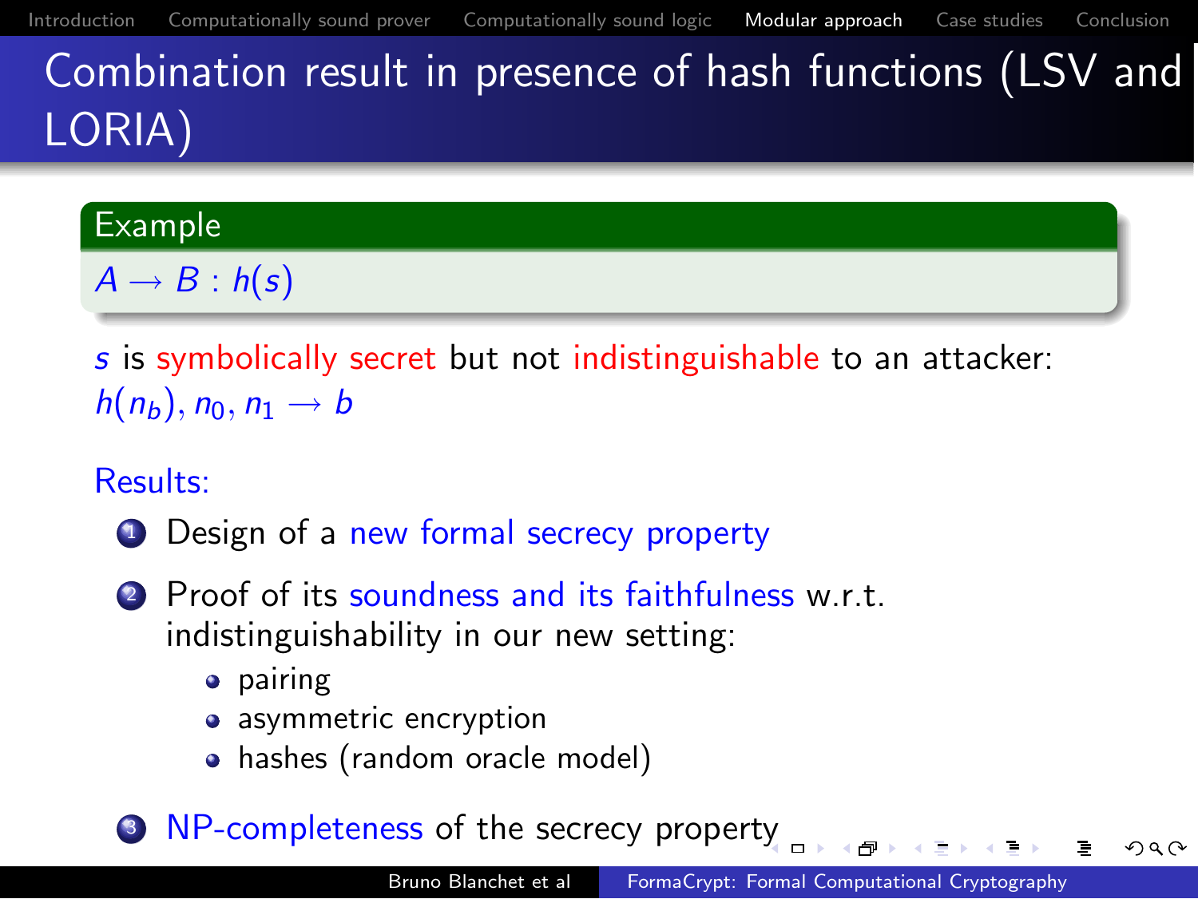# Combination result in presence of hash functions (LSV and LORIA)

**Example**

$A \rightarrow B : h(s)$

$s$ is symbolically secret but not indistinguishable to an attacker: $h(n_b), n_0, n_1 \rightarrow b$

Results:

1. Design of a new formal secrecy property
2. Proof of its soundness and its faithfulness w.r.t. indistinguishability in our new setting:
   - pairing
   - asymmetric encryption
   - hashes (random oracle model)
3. NP-completeness of the secrecy property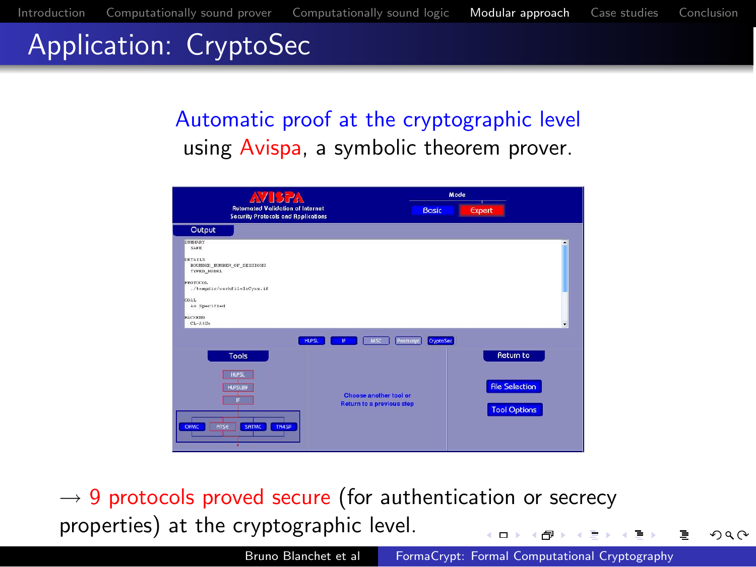# Application: CryptoSec

Automatic proof at the cryptographic level using Avispa, a symbolic theorem prover.

→ 9 protocols proved secure (for authentication or secrecy properties) at the cryptographic level.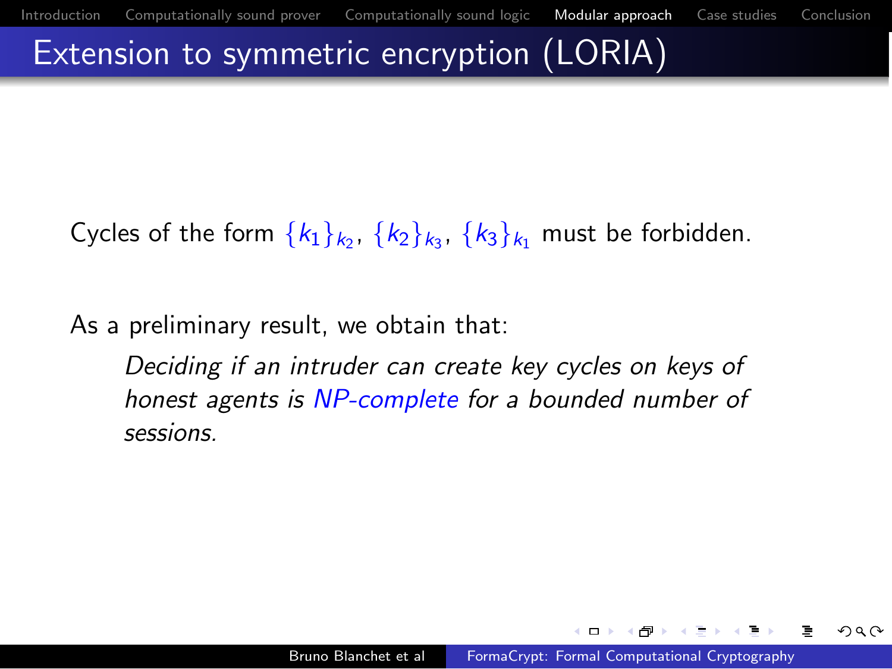# Extension to symmetric encryption (LORIA)

Cycles of the form $\{k_1\}_{k_2}$, $\{k_2\}_{k_3}$, $\{k_3\}_{k_1}$ must be forbidden.

As a preliminary result, we obtain that:

> *Deciding if an intruder can create key cycles on keys of honest agents is NP-complete for a bounded number of sessions.*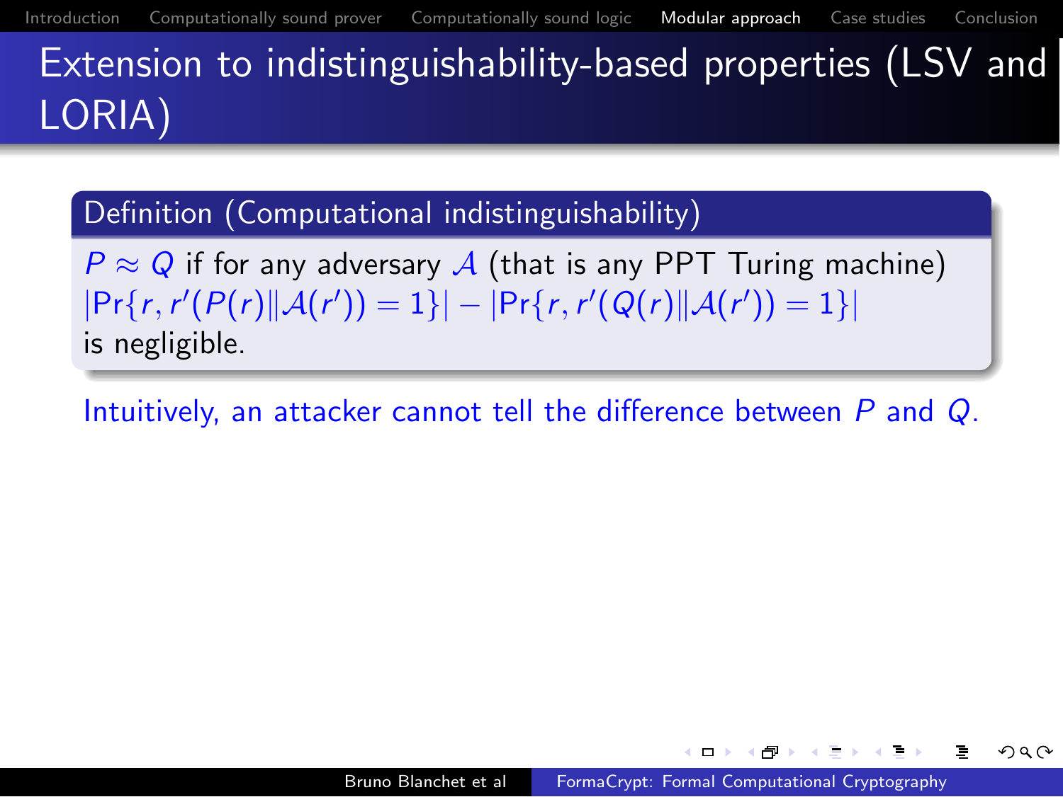# Extension to indistinguishability-based properties (LSV and LORIA)

**Definition (Computational indistinguishability)**

$P \approx Q$ if for any adversary $\mathcal{A}$ (that is any PPT Turing machine)
$|\Pr\{r, r'(P(r) \| \mathcal{A}(r')) = 1\}| - |\Pr\{r, r'(Q(r) \| \mathcal{A}(r')) = 1\}|$
is negligible.

Intuitively, an attacker cannot tell the difference between $P$ and $Q$.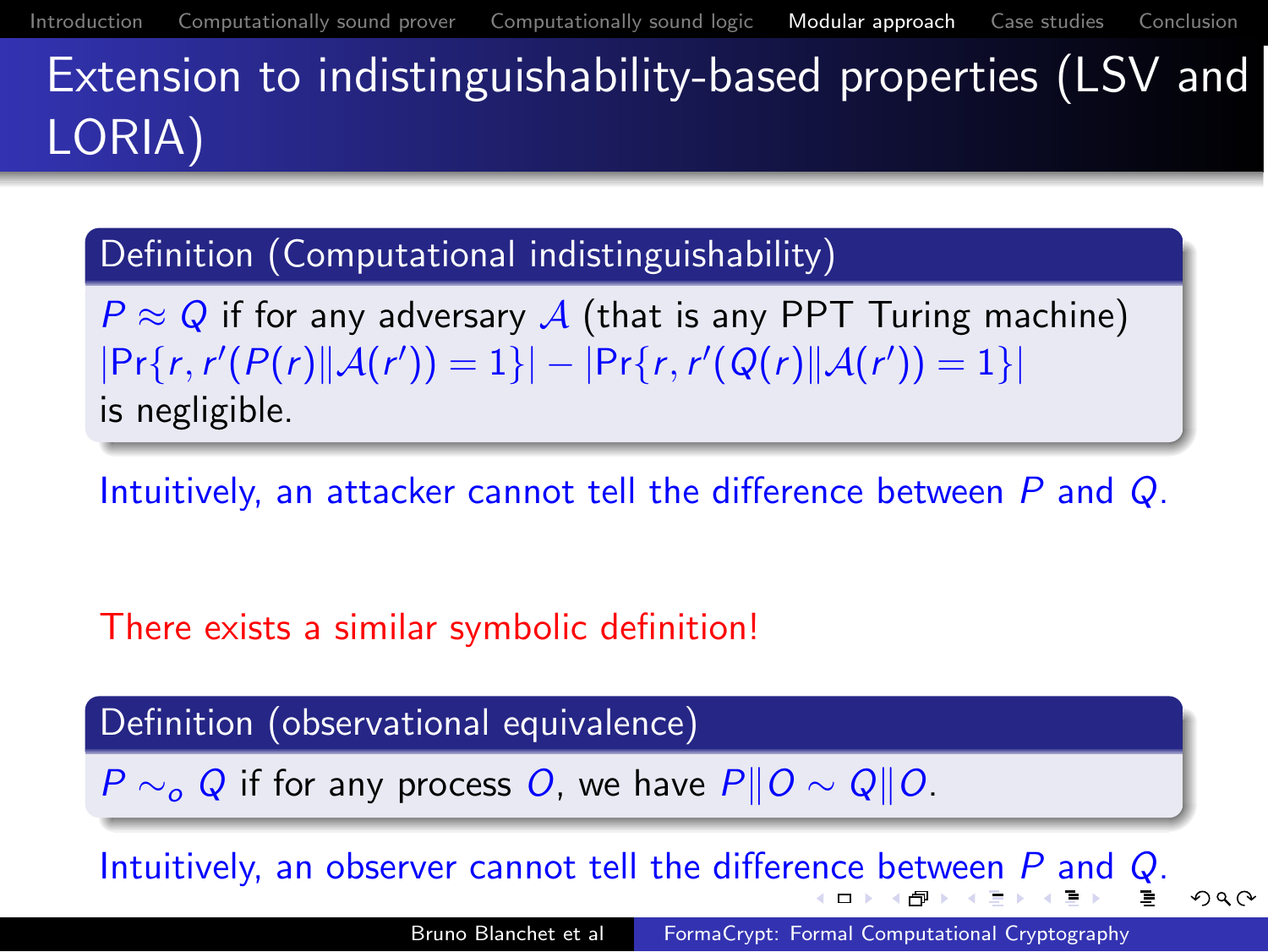# Extension to indistinguishability-based properties (LSV and LORIA)

**Definition (Computational indistinguishability)**

$P \approx Q$ if for any adversary $\mathcal{A}$ (that is any PPT Turing machine)
$|\Pr\{r, r'(P(r) \| \mathcal{A}(r')) = 1\}| - |\Pr\{r, r'(Q(r) \| \mathcal{A}(r')) = 1\}|$
is negligible.

Intuitively, an attacker cannot tell the difference between $P$ and $Q$.

There exists a similar symbolic definition!

**Definition (observational equivalence)**

$P \sim_o Q$ if for any process $O$, we have $P \| O \sim Q \| O$.

Intuitively, an observer cannot tell the difference between $P$ and $Q$.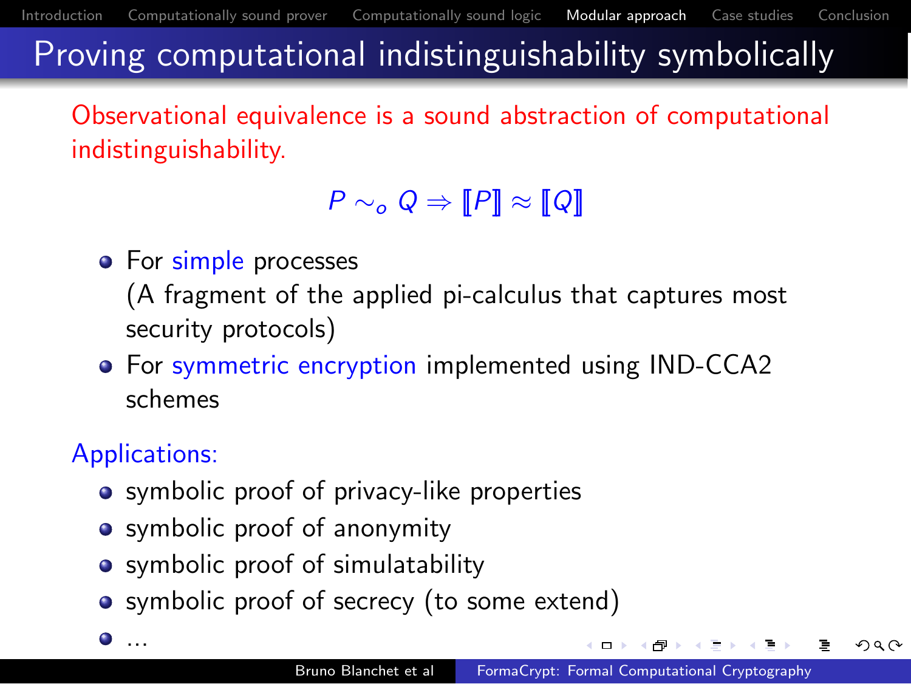# Proving computational indistinguishability symbolically

Observational equivalence is a sound abstraction of computational indistinguishability.

$$P \sim_o Q \Rightarrow [\![P]\!] \approx [\![Q]\!]$$

- For simple processes
  (A fragment of the applied pi-calculus that captures most security protocols)
- For symmetric encryption implemented using IND-CCA2 schemes

Applications:

- symbolic proof of privacy-like properties
- symbolic proof of anonymity
- symbolic proof of simulatability
- symbolic proof of secrecy (to some extend)
- ...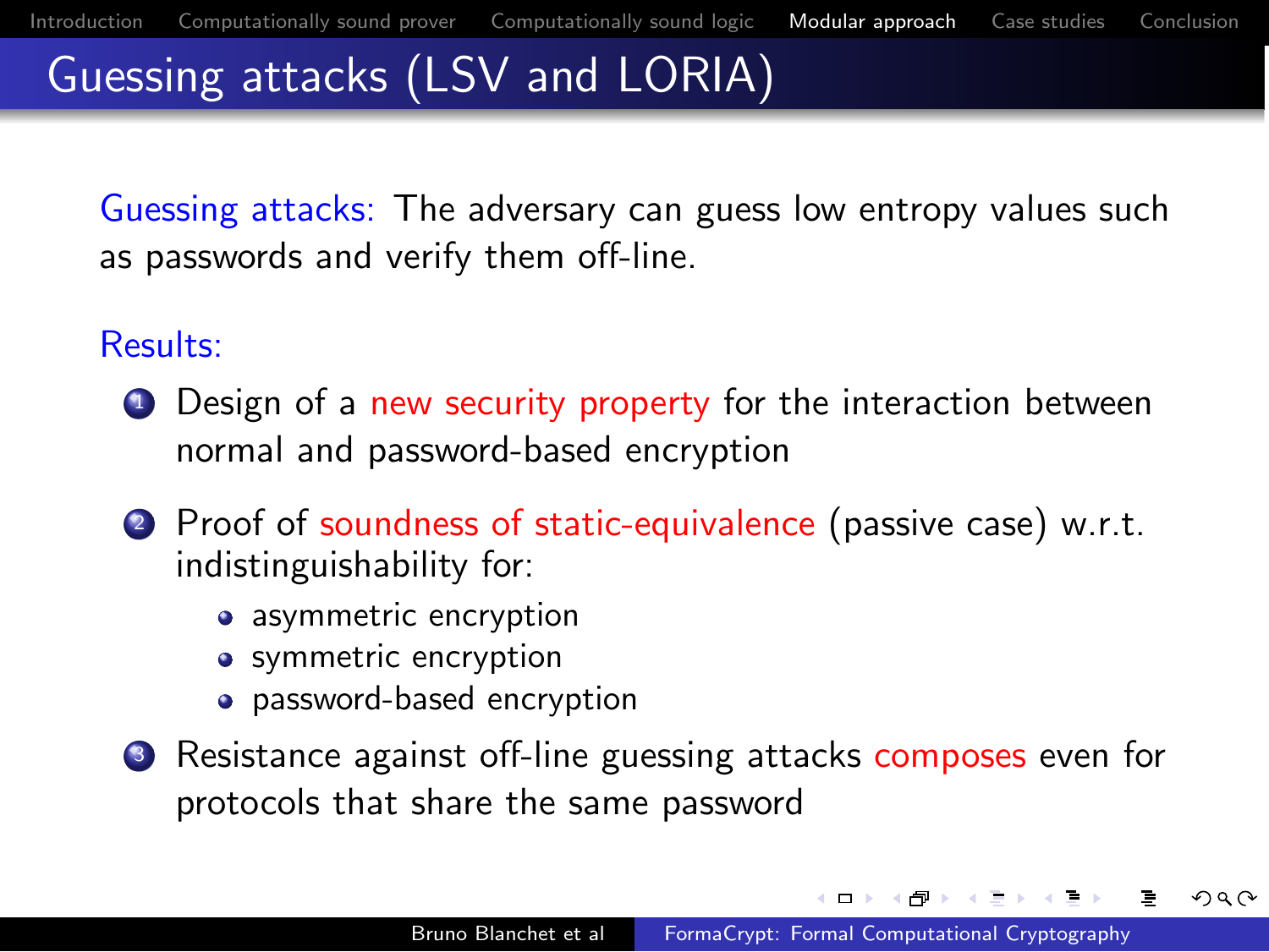# Guessing attacks (LSV and LORIA)

Guessing attacks: The adversary can guess low entropy values such as passwords and verify them off-line.

Results:

1. Design of a new security property for the interaction between normal and password-based encryption
2. Proof of soundness of static-equivalence (passive case) w.r.t. indistinguishability for:
   - asymmetric encryption
   - symmetric encryption
   - password-based encryption
3. Resistance against off-line guessing attacks composes even for protocols that share the same password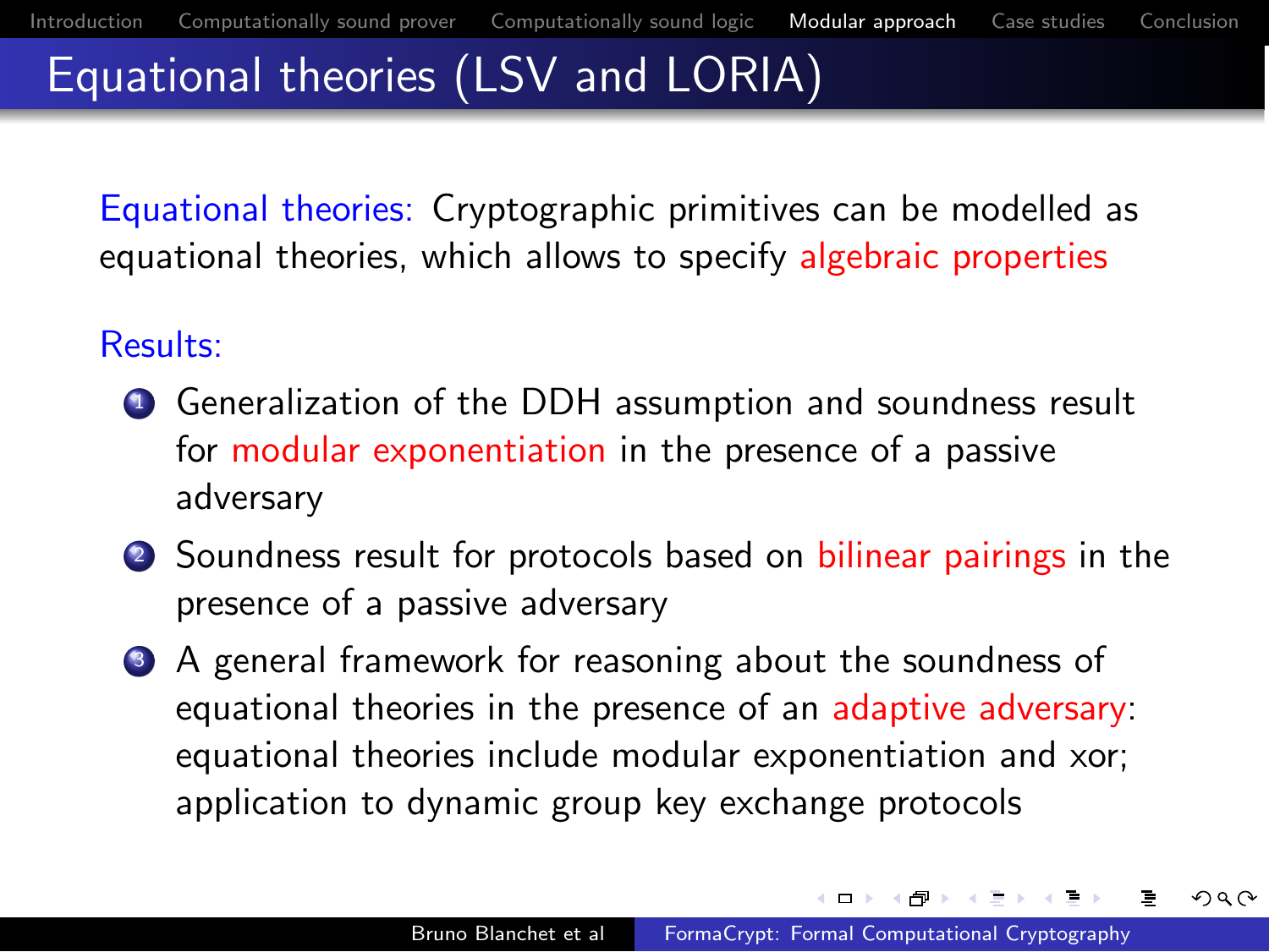# Equational theories (LSV and LORIA)

Equational theories: Cryptographic primitives can be modelled as equational theories, which allows to specify algebraic properties

Results:

1. Generalization of the DDH assumption and soundness result for modular exponentiation in the presence of a passive adversary
2. Soundness result for protocols based on bilinear pairings in the presence of a passive adversary
3. A general framework for reasoning about the soundness of equational theories in the presence of an adaptive adversary: equational theories include modular exponentiation and xor; application to dynamic group key exchange protocols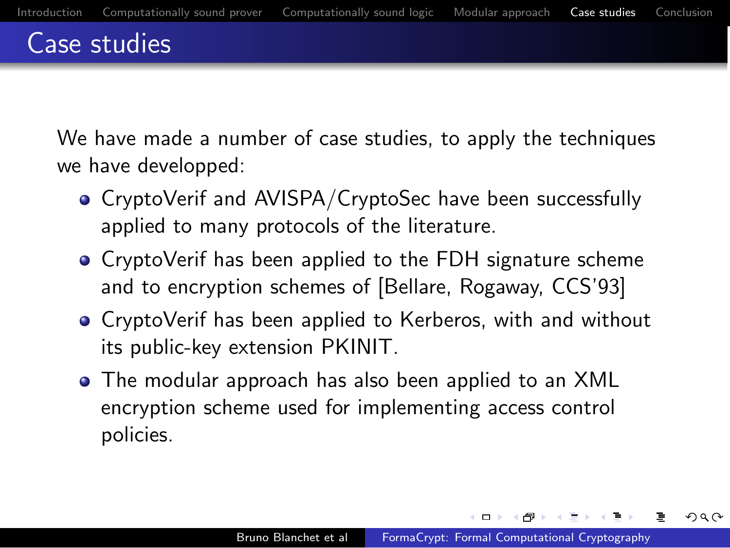# Case studies

We have made a number of case studies, to apply the techniques we have developped:

- CryptoVerif and AVISPA/CryptoSec have been successfully applied to many protocols of the literature.
- CryptoVerif has been applied to the FDH signature scheme and to encryption schemes of [Bellare, Rogaway, CCS'93]
- CryptoVerif has been applied to Kerberos, with and without its public-key extension PKINIT.
- The modular approach has also been applied to an XML encryption scheme used for implementing access control policies.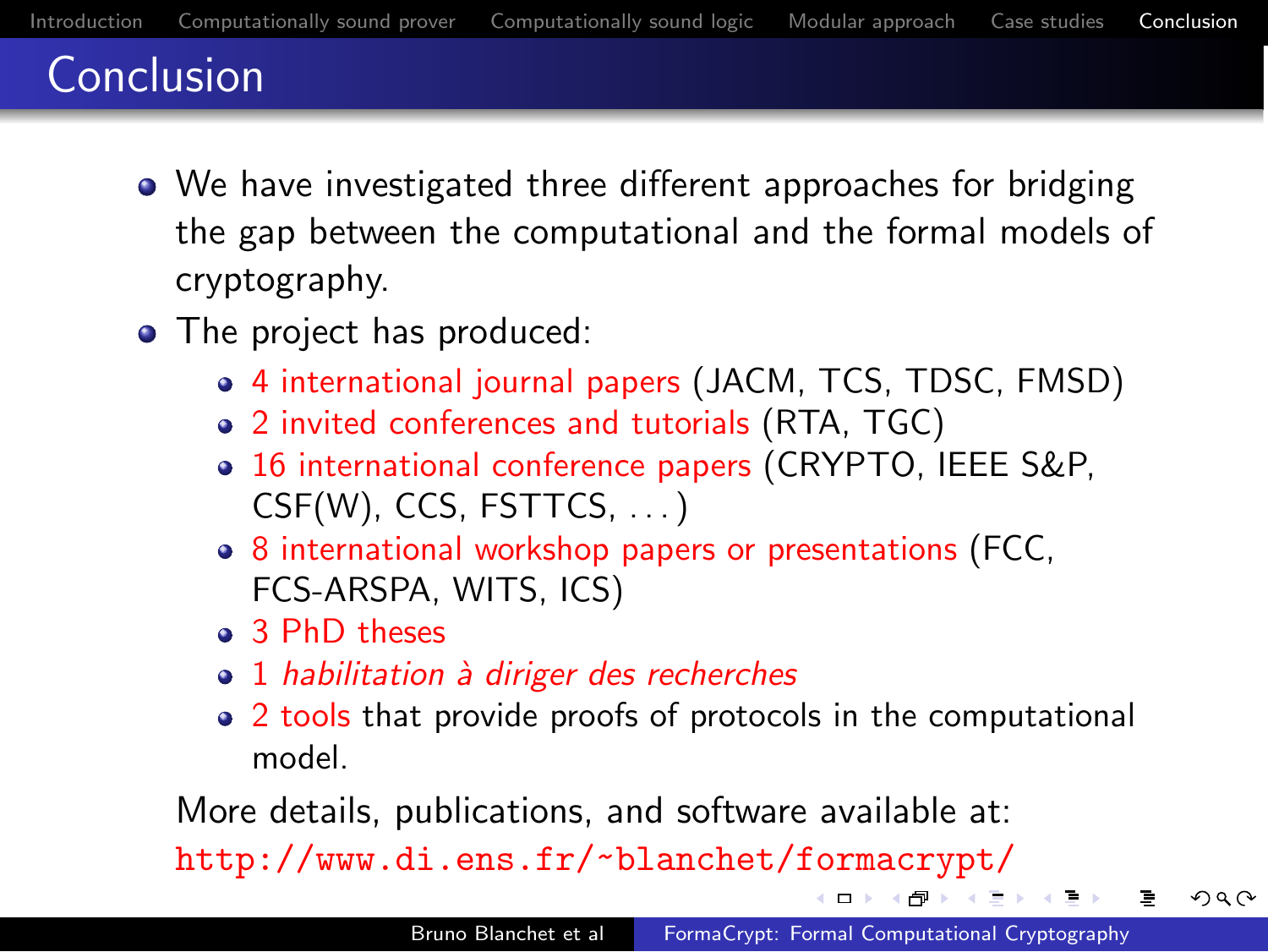# Conclusion

- We have investigated three different approaches for bridging the gap between the computational and the formal models of cryptography.
- The project has produced:
  - 4 international journal papers (JACM, TCS, TDSC, FMSD)
  - 2 invited conferences and tutorials (RTA, TGC)
  - 16 international conference papers (CRYPTO, IEEE S&P, CSF(W), CCS, FSTTCS, ...)
  - 8 international workshop papers or presentations (FCC, FCS-ARSPA, WITS, ICS)
  - 3 PhD theses
  - 1 *habilitation à diriger des recherches*
  - 2 tools that provide proofs of protocols in the computational model.

More details, publications, and software available at:
`http://www.di.ens.fr/~blanchet/formacrypt/`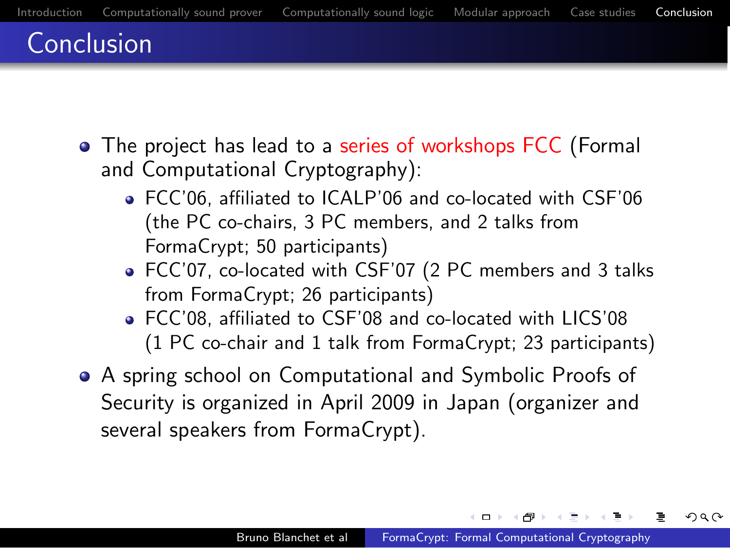# Conclusion

- The project has lead to a series of workshops FCC (Formal and Computational Cryptography):
  - FCC'06, affiliated to ICALP'06 and co-located with CSF'06 (the PC co-chairs, 3 PC members, and 2 talks from FormaCrypt; 50 participants)
  - FCC'07, co-located with CSF'07 (2 PC members and 3 talks from FormaCrypt; 26 participants)
  - FCC'08, affiliated to CSF'08 and co-located with LICS'08 (1 PC co-chair and 1 talk from FormaCrypt; 23 participants)
- A spring school on Computational and Symbolic Proofs of Security is organized in April 2009 in Japan (organizer and several speakers from FormaCrypt).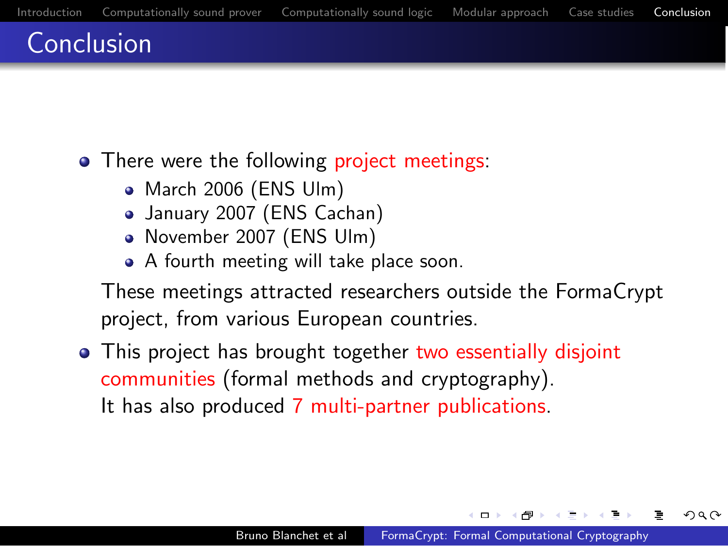## Conclusion

- There were the following project meetings:
  - March 2006 (ENS Ulm)
  - January 2007 (ENS Cachan)
  - November 2007 (ENS Ulm)
  - A fourth meeting will take place soon.

  These meetings attracted researchers outside the FormaCrypt project, from various European countries.
- This project has brought together two essentially disjoint communities (formal methods and cryptography).
  It has also produced 7 multi-partner publications.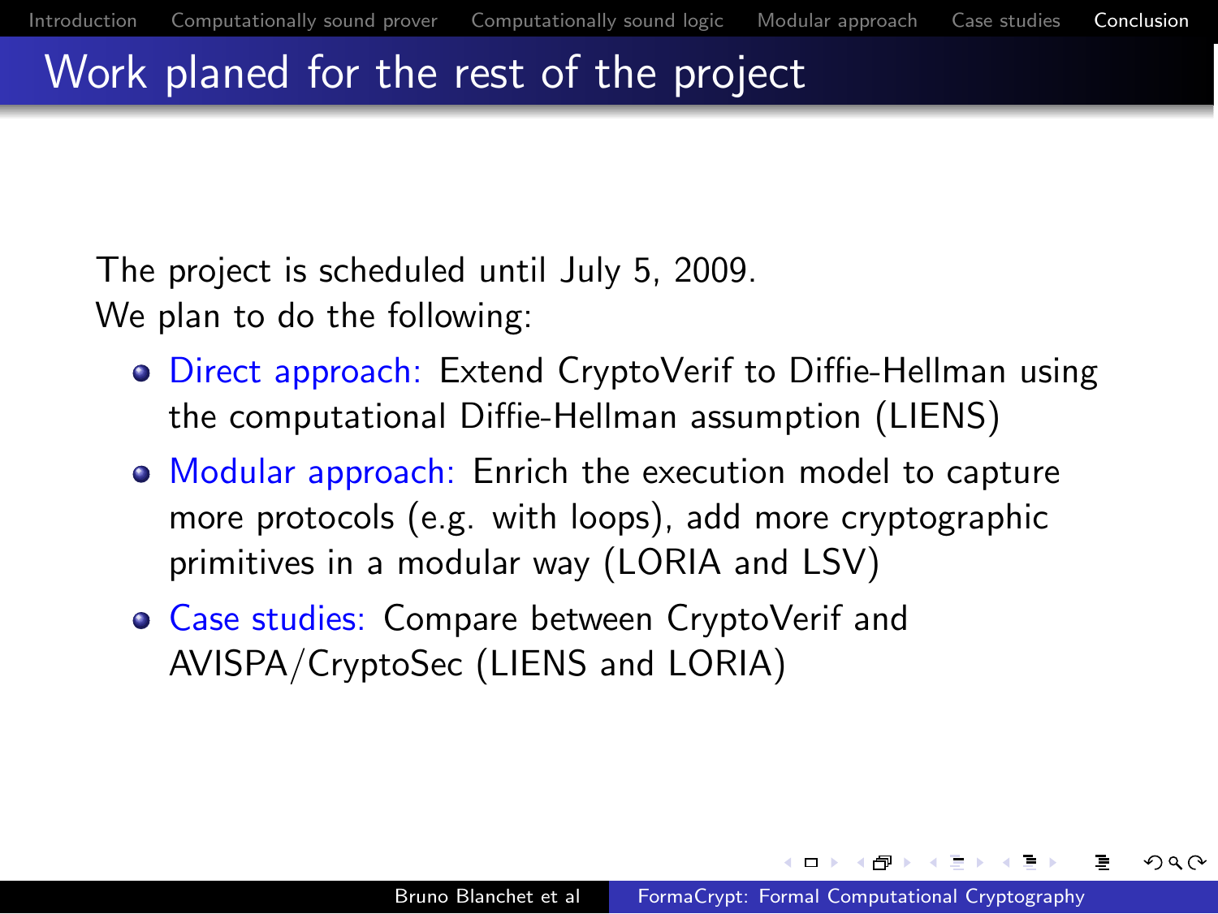# Work planed for the rest of the project

The project is scheduled until July 5, 2009.
We plan to do the following:

- Direct approach: Extend CryptoVerif to Diffie-Hellman using the computational Diffie-Hellman assumption (LIENS)
- Modular approach: Enrich the execution model to capture more protocols (e.g. with loops), add more cryptographic primitives in a modular way (LORIA and LSV)
- Case studies: Compare between CryptoVerif and AVISPA/CryptoSec (LIENS and LORIA)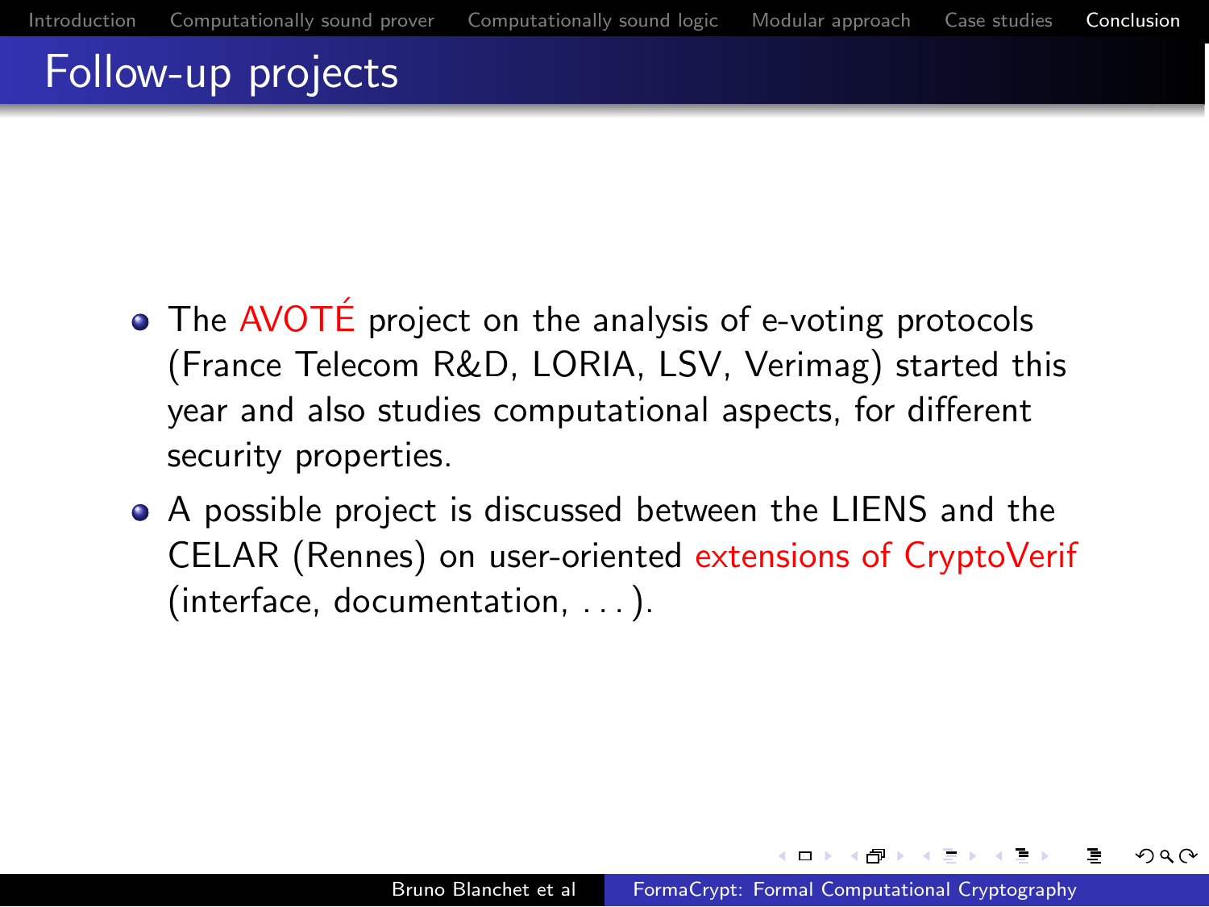# Follow-up projects

- The AVOTÉ project on the analysis of e-voting protocols (France Telecom R&D, LORIA, LSV, Verimag) started this year and also studies computational aspects, for different security properties.
- A possible project is discussed between the LIENS and the CELAR (Rennes) on user-oriented extensions of CryptoVerif (interface, documentation, . . . ).